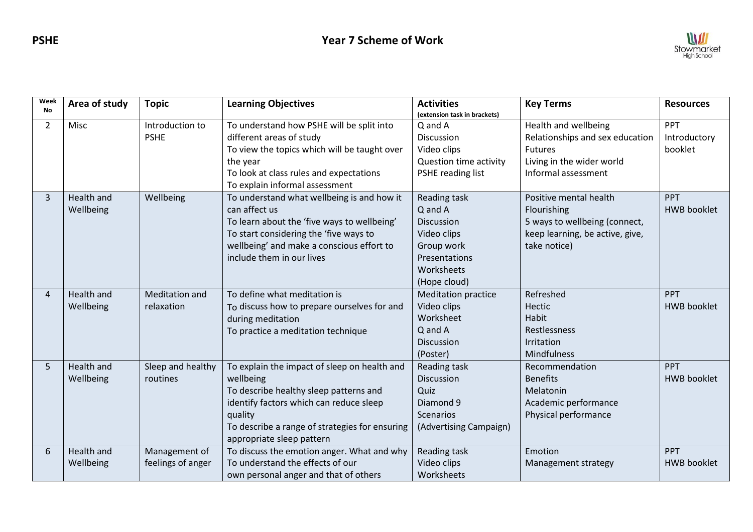**PSHE** **Year 7 Scheme of Work**

| Week No | Area of study | Topic | Learning Objectives | Activities (extension task in brackets) | Key Terms | Resources |
|---|---|---|---|---|---|---|
| 2 | Misc | Introduction to PSHE | To understand how PSHE will be split into different areas of study<br>To view the topics which will be taught over the year<br>To look at class rules and expectations<br>To explain informal assessment | Q and A<br>Discussion<br>Video clips<br>Question time activity<br>PSHE reading list | Health and wellbeing<br>Relationships and sex education<br>Futures<br>Living in the wider world<br>Informal assessment | PPT<br>Introductory booklet |
| 3 | Health and Wellbeing | Wellbeing | To understand what wellbeing is and how it can affect us<br>To learn about the 'five ways to wellbeing'<br>To start considering the 'five ways to wellbeing' and make a conscious effort to include them in our lives | Reading task<br>Q and A<br>Discussion<br>Video clips<br>Group work<br>Presentations<br>Worksheets<br>(Hope cloud) | Positive mental health<br>Flourishing<br>5 ways to wellbeing (connect, keep learning, be active, give, take notice) | PPT<br>HWB booklet |
| 4 | Health and Wellbeing | Meditation and relaxation | To define what meditation is<br>To discuss how to prepare ourselves for and during meditation<br>To practice a meditation technique | Meditation practice<br>Video clips<br>Worksheet<br>Q and A<br>Discussion<br>(Poster) | Refreshed<br>Hectic<br>Habit<br>Restlessness<br>Irritation<br>Mindfulness | PPT<br>HWB booklet |
| 5 | Health and Wellbeing | Sleep and healthy routines | To explain the impact of sleep on health and wellbeing<br>To describe healthy sleep patterns and identify factors which can reduce sleep quality<br>To describe a range of strategies for ensuring appropriate sleep pattern | Reading task<br>Discussion<br>Quiz<br>Diamond 9<br>Scenarios<br>(Advertising Campaign) | Recommendation<br>Benefits<br>Melatonin<br>Academic performance<br>Physical performance | PPT<br>HWB booklet |
| 6 | Health and Wellbeing | Management of feelings of anger | To discuss the emotion anger. What and why<br>To understand the effects of our own personal anger and that of others | Reading task<br>Video clips<br>Worksheets | Emotion<br>Management strategy | PPT<br>HWB booklet |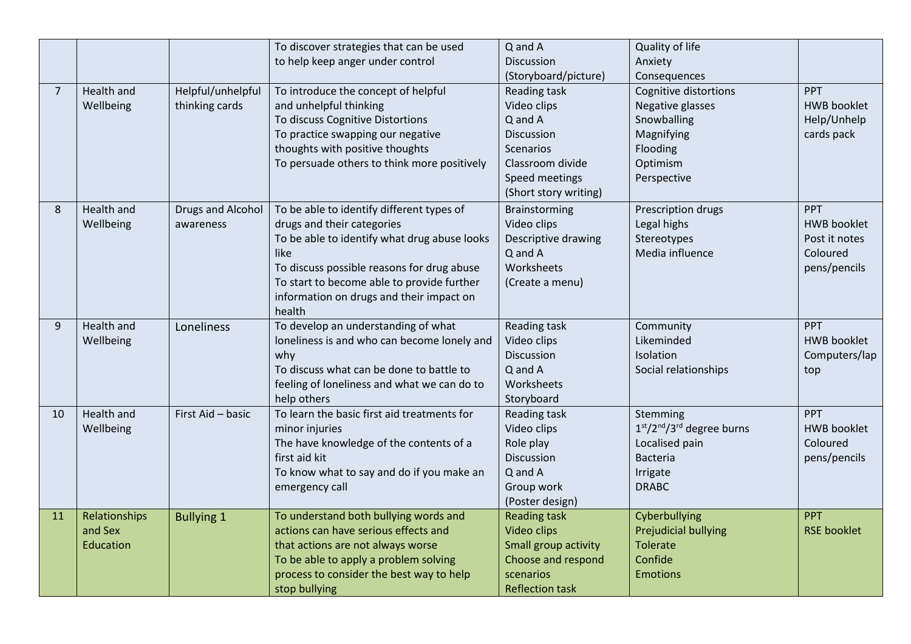| | | | | | | |
|---|---|---|---|---|---|---|
| | | | To discover strategies that can be used to help keep anger under control | Q and A<br>Discussion<br>(Storyboard/picture) | Quality of life<br>Anxiety<br>Consequences | |
| 7 | Health and Wellbeing | Helpful/unhelpful thinking cards | To introduce the concept of helpful and unhelpful thinking<br>To discuss Cognitive Distortions<br>To practice swapping our negative thoughts with positive thoughts<br>To persuade others to think more positively | Reading task<br>Video clips<br>Q and A<br>Discussion<br>Scenarios<br>Classroom divide<br>Speed meetings<br>(Short story writing) | Cognitive distortions<br>Negative glasses<br>Snowballing<br>Magnifying<br>Flooding<br>Optimism<br>Perspective | PPT<br>HWB booklet<br>Help/Unhelp cards pack |
| 8 | Health and Wellbeing | Drugs and Alcohol awareness | To be able to identify different types of drugs and their categories<br>To be able to identify what drug abuse looks like<br>To discuss possible reasons for drug abuse<br>To start to become able to provide further information on drugs and their impact on health | Brainstorming<br>Video clips<br>Descriptive drawing<br>Q and A<br>Worksheets<br>(Create a menu) | Prescription drugs<br>Legal highs<br>Stereotypes<br>Media influence | PPT<br>HWB booklet<br>Post it notes<br>Coloured pens/pencils |
| 9 | Health and Wellbeing | Loneliness | To develop an understanding of what loneliness is and who can become lonely and why<br>To discuss what can be done to battle to feeling of loneliness and what we can do to help others | Reading task<br>Video clips<br>Discussion<br>Q and A<br>Worksheets<br>Storyboard | Community<br>Likeminded<br>Isolation<br>Social relationships | PPT<br>HWB booklet<br>Computers/lap top |
| 10 | Health and Wellbeing | First Aid – basic | To learn the basic first aid treatments for minor injuries<br>The have knowledge of the contents of a first aid kit<br>To know what to say and do if you make an emergency call | Reading task<br>Video clips<br>Role play<br>Discussion<br>Q and A<br>Group work<br>(Poster design) | Stemming<br>1st/2nd/3rd degree burns<br>Localised pain<br>Bacteria<br>Irrigate<br>DRABC | PPT<br>HWB booklet<br>Coloured pens/pencils |
| 11 | Relationships and Sex Education | Bullying 1 | To understand both bullying words and actions can have serious effects and that actions are not always worse<br>To be able to apply a problem solving process to consider the best way to help stop bullying | Reading task<br>Video clips<br>Small group activity<br>Choose and respond scenarios<br>Reflection task | Cyberbullying<br>Prejudicial bullying<br>Tolerate<br>Confide<br>Emotions | PPT<br>RSE booklet |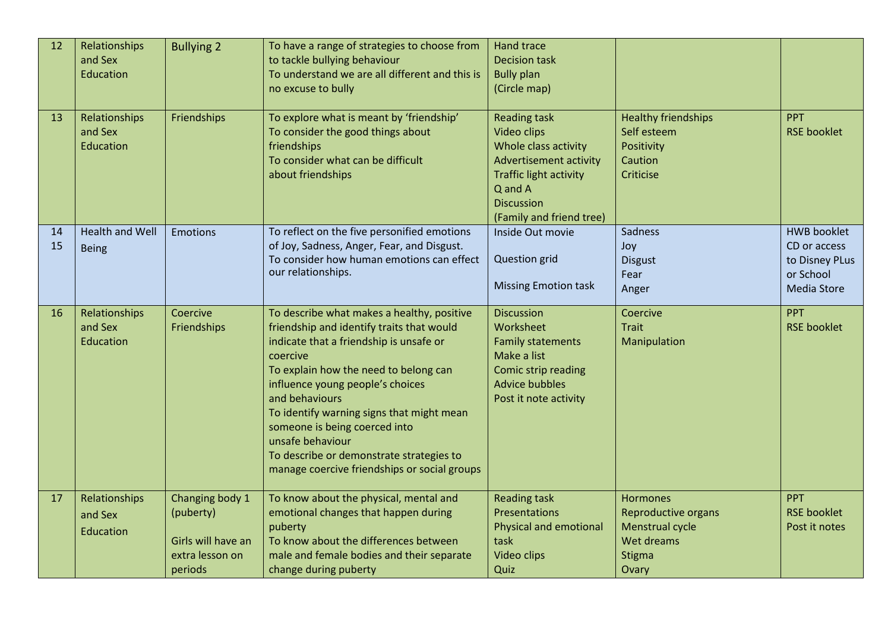| | | | | | | |
|---|---|---|---|---|---|---|
| 12 | Relationships and Sex Education | Bullying 2 | To have a range of strategies to choose from to tackle bullying behaviour<br>To understand we are all different and this is no excuse to bully | Hand trace<br>Decision task<br>Bully plan<br>(Circle map) | | |
| 13 | Relationships and Sex Education | Friendships | To explore what is meant by 'friendship'<br>To consider the good things about friendships<br>To consider what can be difficult about friendships | Reading task<br>Video clips<br>Whole class activity<br>Advertisement activity<br>Traffic light activity<br>Q and A<br>Discussion<br>(Family and friend tree) | Healthy friendships<br>Self esteem<br>Positivity<br>Caution<br>Criticise | PPT<br>RSE booklet |
| 14<br>15 | Health and Well Being | Emotions | To reflect on the five personified emotions of Joy, Sadness, Anger, Fear, and Disgust.<br>To consider how human emotions can effect our relationships. | Inside Out movie<br><br>Question grid<br><br>Missing Emotion task | Sadness<br>Joy<br>Disgust<br>Fear<br>Anger | HWB booklet<br>CD or access to Disney PLus or School Media Store |
| 16 | Relationships and Sex Education | Coercive Friendships | To describe what makes a healthy, positive friendship and identify traits that would indicate that a friendship is unsafe or coercive<br>To explain how the need to belong can influence young people's choices and behaviours<br>To identify warning signs that might mean someone is being coerced into unsafe behaviour<br>To describe or demonstrate strategies to manage coercive friendships or social groups | Discussion<br>Worksheet<br>Family statements<br>Make a list<br>Comic strip reading<br>Advice bubbles<br>Post it note activity | Coercive<br>Trait<br>Manipulation | PPT<br>RSE booklet |
| 17 | Relationships and Sex Education | Changing body 1 (puberty)<br><br>Girls will have an extra lesson on periods | To know about the physical, mental and emotional changes that happen during puberty<br>To know about the differences between male and female bodies and their separate change during puberty | Reading task<br>Presentations<br>Physical and emotional task<br>Video clips<br>Quiz | Hormones<br>Reproductive organs<br>Menstrual cycle<br>Wet dreams<br>Stigma<br>Ovary | PPT<br>RSE booklet<br>Post it notes |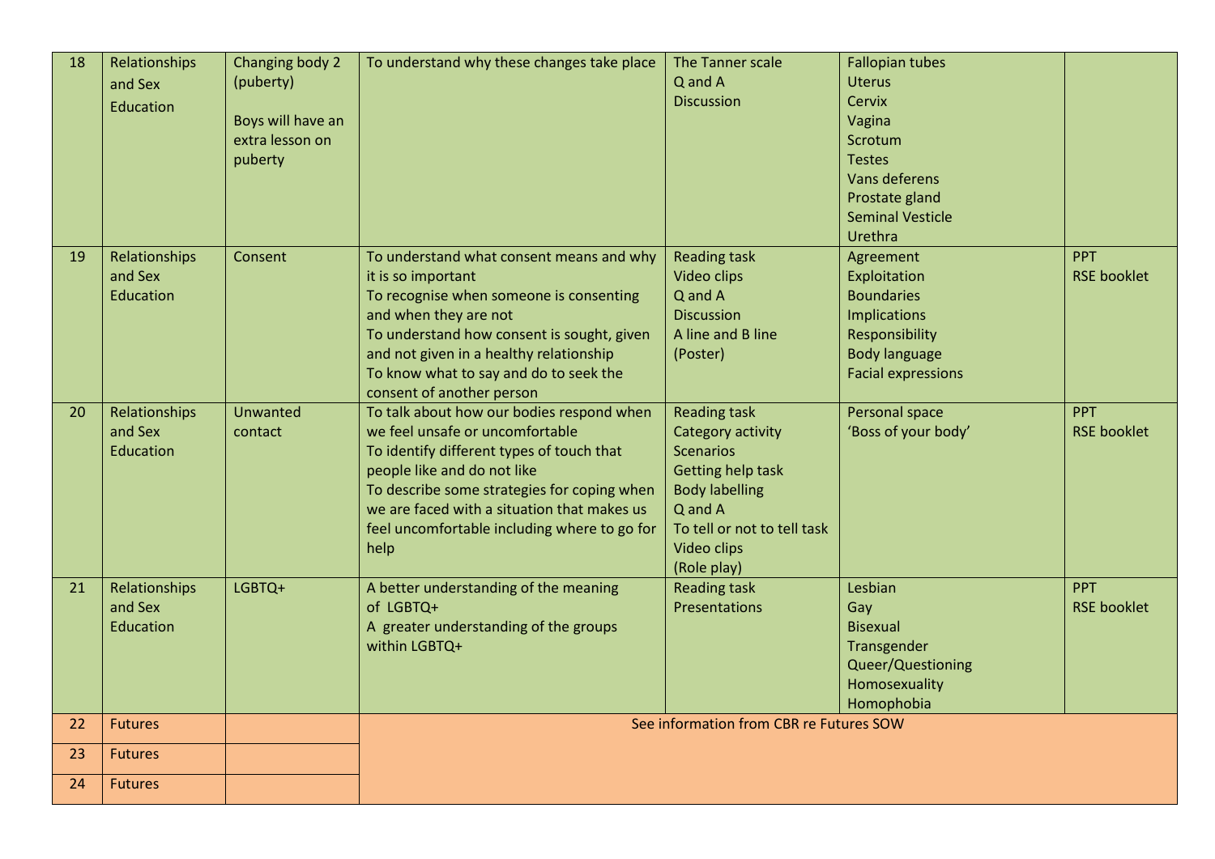| 18 | Relationships and Sex Education | Changing body 2 (puberty)<br><br>Boys will have an extra lesson on puberty | To understand why these changes take place | The Tanner scale<br>Q and A<br>Discussion | Fallopian tubes<br>Uterus<br>Cervix<br>Vagina<br>Scrotum<br>Testes<br>Vans deferens<br>Prostate gland<br>Seminal Vesticle<br>Urethra | |
|---|---|---|---|---|---|---|
| 19 | Relationships and Sex Education | Consent | To understand what consent means and why it is so important<br>To recognise when someone is consenting and when they are not<br>To understand how consent is sought, given and not given in a healthy relationship<br>To know what to say and do to seek the consent of another person | Reading task<br>Video clips<br>Q and A<br>Discussion<br>A line and B line<br>(Poster) | Agreement<br>Exploitation<br>Boundaries<br>Implications<br>Responsibility<br>Body language<br>Facial expressions | PPT<br>RSE booklet |
| 20 | Relationships and Sex Education | Unwanted contact | To talk about how our bodies respond when we feel unsafe or uncomfortable<br>To identify different types of touch that people like and do not like<br>To describe some strategies for coping when we are faced with a situation that makes us feel uncomfortable including where to go for help | Reading task<br>Category activity<br>Scenarios<br>Getting help task<br>Body labelling<br>Q and A<br>To tell or not to tell task<br>Video clips<br>(Role play) | Personal space<br>'Boss of your body' | PPT<br>RSE booklet |
| 21 | Relationships and Sex Education | LGBTQ+ | A better understanding of the meaning of LGBTQ+<br>A greater understanding of the groups within LGBTQ+ | Reading task<br>Presentations | Lesbian<br>Gay<br>Bisexual<br>Transgender<br>Queer/Questioning<br>Homosexuality<br>Homophobia | PPT<br>RSE booklet |
| 22 | Futures | | See information from CBR re Futures SOW | | | |
| 23 | Futures | | | | | |
| 24 | Futures | | | | | |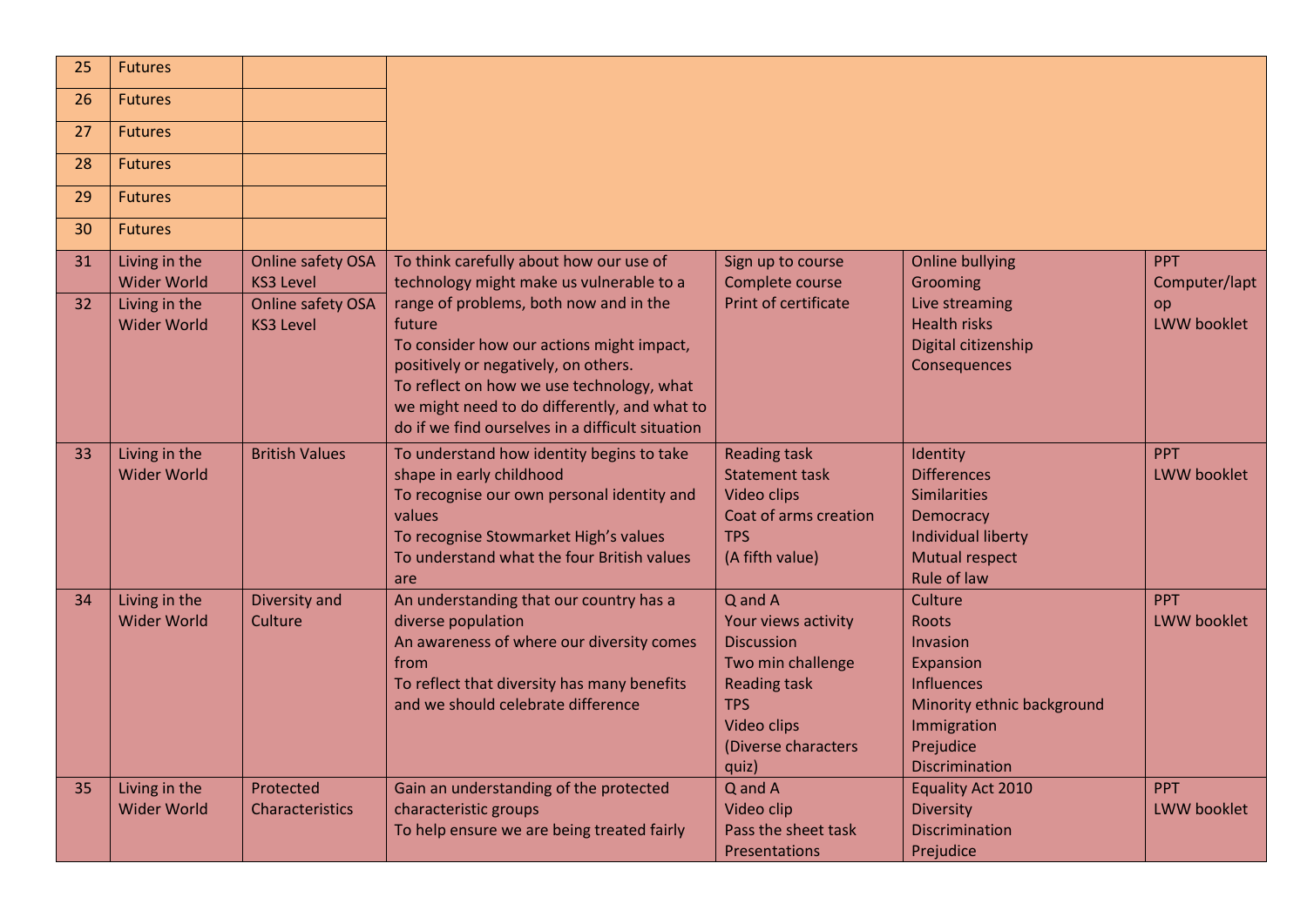| 25 | Futures | | | | | |
|---|---|---|---|---|---|---|
| 26 | Futures | | | | | |
| 27 | Futures | | | | | |
| 28 | Futures | | | | | |
| 29 | Futures | | | | | |
| 30 | Futures | | | | | |
| 31 | Living in the Wider World | Online safety OSA KS3 Level | To think carefully about how our use of technology might make us vulnerable to a range of problems, both now and in the future<br>To consider how our actions might impact, positively or negatively, on others.<br>To reflect on how we use technology, what we might need to do differently, and what to do if we find ourselves in a difficult situation | Sign up to course<br>Complete course<br>Print of certificate | Online bullying<br>Grooming<br>Live streaming<br>Health risks<br>Digital citizenship<br>Consequences | PPT<br>Computer/laptop<br>LWW booklet |
| 32 | Living in the Wider World | Online safety OSA KS3 Level | | | | |
| 33 | Living in the Wider World | British Values | To understand how identity begins to take shape in early childhood<br>To recognise our own personal identity and values<br>To recognise Stowmarket High's values<br>To understand what the four British values are | Reading task<br>Statement task<br>Video clips<br>Coat of arms creation<br>TPS<br>(A fifth value) | Identity<br>Differences<br>Similarities<br>Democracy<br>Individual liberty<br>Mutual respect<br>Rule of law | PPT<br>LWW booklet |
| 34 | Living in the Wider World | Diversity and Culture | An understanding that our country has a diverse population<br>An awareness of where our diversity comes from<br>To reflect that diversity has many benefits and we should celebrate difference | Q and A<br>Your views activity<br>Discussion<br>Two min challenge<br>Reading task<br>TPS<br>Video clips<br>(Diverse characters quiz) | Culture<br>Roots<br>Invasion<br>Expansion<br>Influences<br>Minority ethnic background<br>Immigration<br>Prejudice<br>Discrimination | PPT<br>LWW booklet |
| 35 | Living in the Wider World | Protected Characteristics | Gain an understanding of the protected characteristic groups<br>To help ensure we are being treated fairly | Q and A<br>Video clip<br>Pass the sheet task<br>Presentations | Equality Act 2010<br>Diversity<br>Discrimination<br>Prejudice | PPT<br>LWW booklet |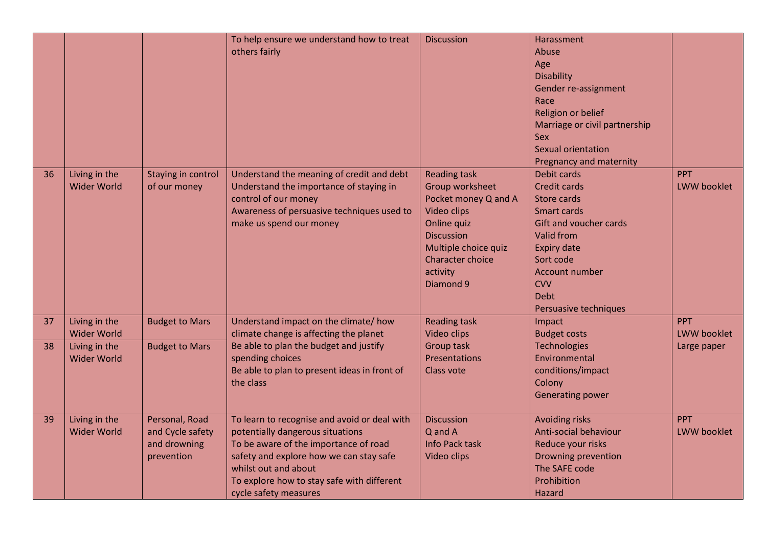| | | | | | | |
|---|---|---|---|---|---|---|
| | | | To help ensure we understand how to treat others fairly | Discussion | Harassment<br>Abuse<br>Age<br>Disability<br>Gender re-assignment<br>Race<br>Religion or belief<br>Marriage or civil partnership<br>Sex<br>Sexual orientation<br>Pregnancy and maternity | |
| 36 | Living in the Wider World | Staying in control of our money | Understand the meaning of credit and debt<br>Understand the importance of staying in control of our money<br>Awareness of persuasive techniques used to make us spend our money | Reading task<br>Group worksheet<br>Pocket money Q and A<br>Video clips<br>Online quiz<br>Discussion<br>Multiple choice quiz<br>Character choice activity<br>Diamond 9 | Debit cards<br>Credit cards<br>Store cards<br>Smart cards<br>Gift and voucher cards<br>Valid from<br>Expiry date<br>Sort code<br>Account number<br>CVV<br>Debt<br>Persuasive techniques | PPT<br>LWW booklet |
| 37 | Living in the Wider World | Budget to Mars | Understand impact on the climate/ how climate change is affecting the planet<br>Be able to plan the budget and justify spending choices<br>Be able to plan to present ideas in front of the class | Reading task<br>Video clips<br>Group task<br>Presentations<br>Class vote | Impact<br>Budget costs<br>Technologies<br>Environmental conditions/impact<br>Colony<br>Generating power | PPT<br>LWW booklet<br>Large paper |
| 38 | Living in the Wider World | Budget to Mars | | | | |
| 39 | Living in the Wider World | Personal, Road and Cycle safety and drowning prevention | To learn to recognise and avoid or deal with potentially dangerous situations<br>To be aware of the importance of road safety and explore how we can stay safe whilst out and about<br>To explore how to stay safe with different cycle safety measures | Discussion<br>Q and A<br>Info Pack task<br>Video clips | Avoiding risks<br>Anti-social behaviour<br>Reduce your risks<br>Drowning prevention<br>The SAFE code<br>Prohibition<br>Hazard | PPT<br>LWW booklet |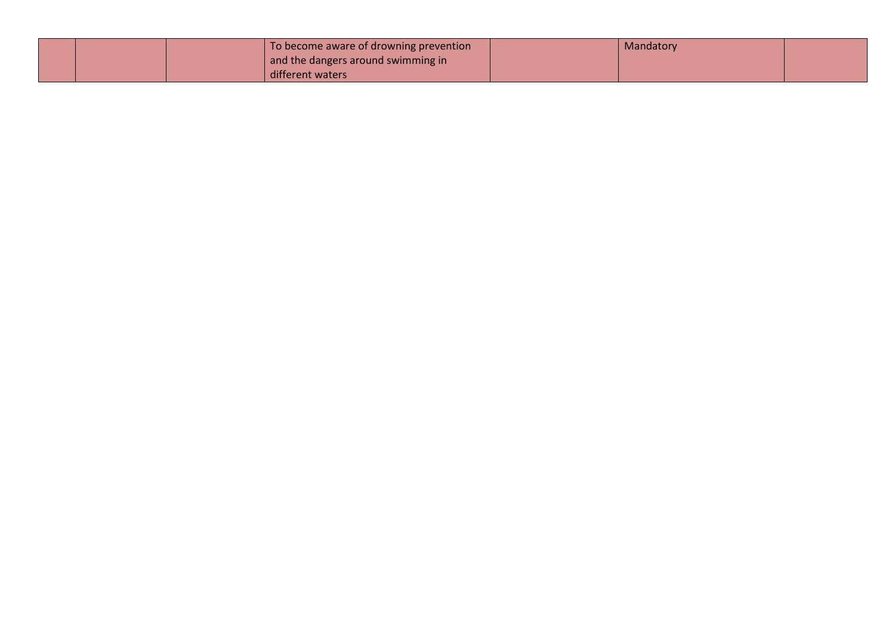| | | | | | | |
|---|---|---|---|---|---|---|
| | | | To become aware of drowning prevention and the dangers around swimming in different waters | | Mandatory | |